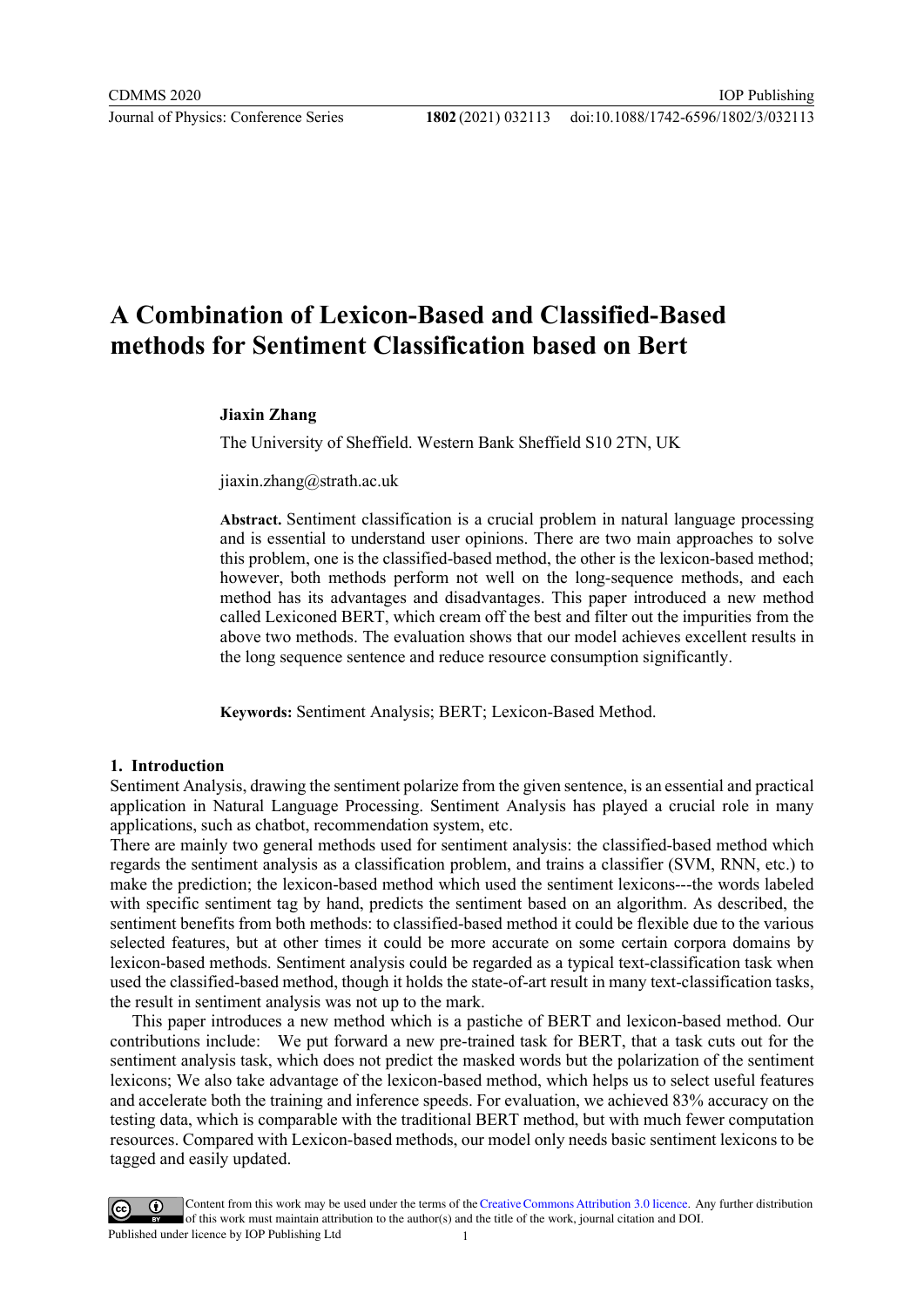# A Combination of Lexicon-Based and Classified-Based methods for Sentiment Classification based on Bert

**Jiaxin Zhang**

The University of Sheffield. Western Bank Sheffield S10 2TN, UK

jiaxin.zhang@strath.ac.uk

**Abstract.** Sentiment classification is a crucial problem in natural language processing and is essential to understand user opinions. There are two main approaches to solve this problem, one is the classified-based method, the other is the lexicon-based method; however, both methods perform not well on the long-sequence methods, and each method has its advantages and disadvantages. This paper introduced a new method called Lexiconed BERT, which cream off the best and filter out the impurities from the above two methods. The evaluation shows that our model achieves excellent results in the long sequence sentence and reduce resource consumption significantly.

**Keywords:** Sentiment Analysis; BERT; Lexicon-Based Method.

## 1. Introduction

Sentiment Analysis, drawing the sentiment polarize from the given sentence, is an essential and practical application in Natural Language Processing. Sentiment Analysis has played a crucial role in many applications, such as chatbot, recommendation system, etc.

There are mainly two general methods used for sentiment analysis: the classified-based method which regards the sentiment analysis as a classification problem, and trains a classifier (SVM, RNN, etc.) to make the prediction; the lexicon-based method which used the sentiment lexicons---the words labeled with specific sentiment tag by hand, predicts the sentiment based on an algorithm. As described, the sentiment benefits from both methods: to classified-based method it could be flexible due to the various selected features, but at other times it could be more accurate on some certain corpora domains by lexicon-based methods. Sentiment analysis could be regarded as a typical text-classification task when used the classified-based method, though it holds the state-of-art result in many text-classification tasks, the result in sentiment analysis was not up to the mark.

This paper introduces a new method which is a pastiche of BERT and lexicon-based method. Our contributions include: We put forward a new pre-trained task for BERT, that a task cuts out for the sentiment analysis task, which does not predict the masked words but the polarization of the sentiment lexicons; We also take advantage of the lexicon-based method, which helps us to select useful features and accelerate both the training and inference speeds. For evaluation, we achieved 83% accuracy on the testing data, which is comparable with the traditional BERT method, but with much fewer computation resources. Compared with Lexicon-based methods, our model only needs basic sentiment lexicons to be tagged and easily updated.

Content from this work may be used under the terms of the Creative Commons Attribution 3.0 licence. Any further distribution of this work must maintain attribution to the author(s) and the title of the work, journal citation and DOI.
Published under licence by IOP Publishing Ltd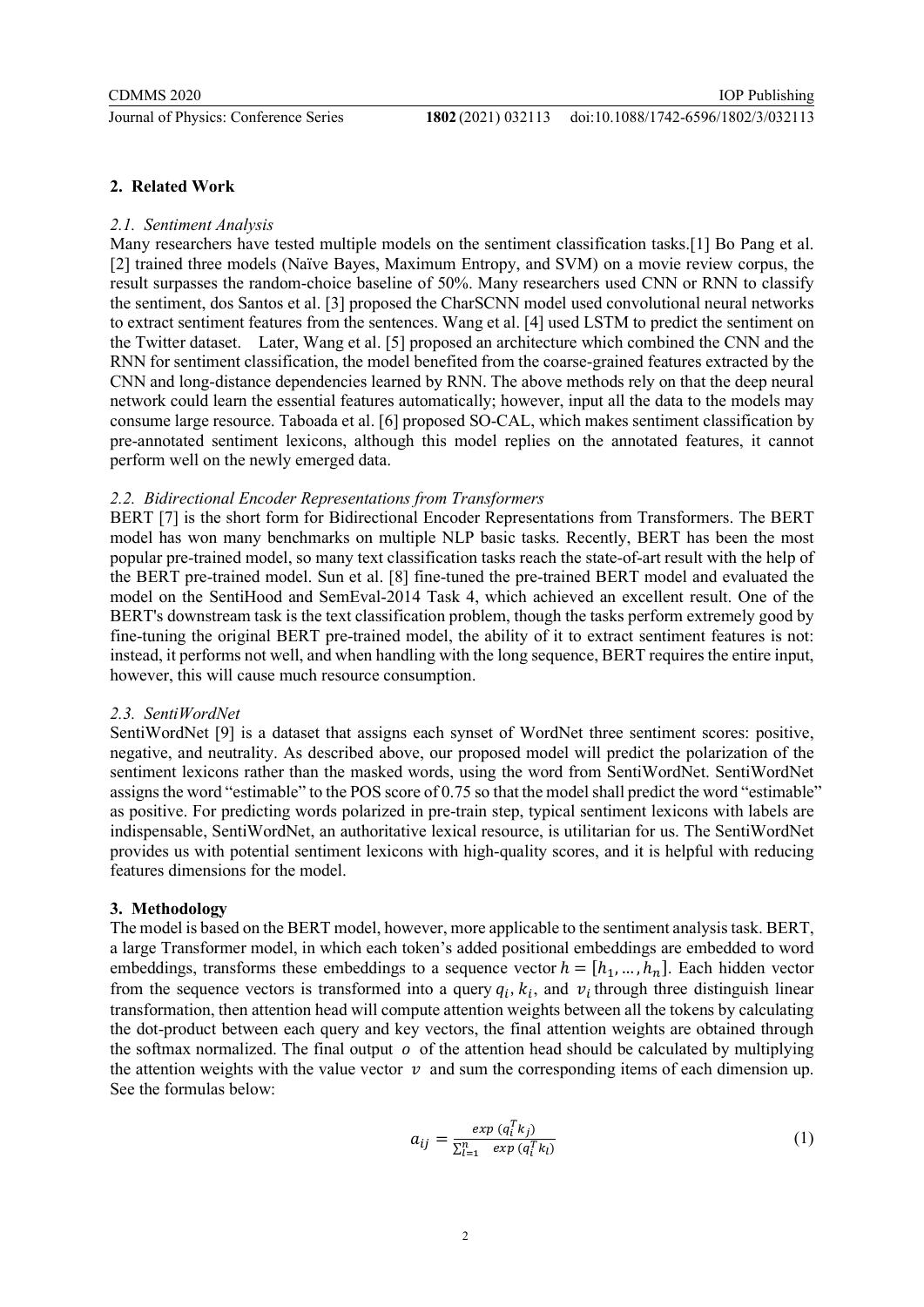## 2. Related Work

### *2.1. Sentiment Analysis*

Many researchers have tested multiple models on the sentiment classification tasks.[1] Bo Pang et al. [2] trained three models (Naïve Bayes, Maximum Entropy, and SVM) on a movie review corpus, the result surpasses the random-choice baseline of 50%. Many researchers used CNN or RNN to classify the sentiment, dos Santos et al. [3] proposed the CharSCNN model used convolutional neural networks to extract sentiment features from the sentences. Wang et al. [4] used LSTM to predict the sentiment on the Twitter dataset. Later, Wang et al. [5] proposed an architecture which combined the CNN and the RNN for sentiment classification, the model benefited from the coarse-grained features extracted by the CNN and long-distance dependencies learned by RNN. The above methods rely on that the deep neural network could learn the essential features automatically; however, input all the data to the models may consume large resource. Taboada et al. [6] proposed SO-CAL, which makes sentiment classification by pre-annotated sentiment lexicons, although this model replies on the annotated features, it cannot perform well on the newly emerged data.

### *2.2. Bidirectional Encoder Representations from Transformers*

BERT [7] is the short form for Bidirectional Encoder Representations from Transformers. The BERT model has won many benchmarks on multiple NLP basic tasks. Recently, BERT has been the most popular pre-trained model, so many text classification tasks reach the state-of-art result with the help of the BERT pre-trained model. Sun et al. [8] fine-tuned the pre-trained BERT model and evaluated the model on the SentiHood and SemEval-2014 Task 4, which achieved an excellent result. One of the BERT's downstream task is the text classification problem, though the tasks perform extremely good by fine-tuning the original BERT pre-trained model, the ability of it to extract sentiment features is not: instead, it performs not well, and when handling with the long sequence, BERT requires the entire input, however, this will cause much resource consumption.

### *2.3. SentiWordNet*

SentiWordNet [9] is a dataset that assigns each synset of WordNet three sentiment scores: positive, negative, and neutrality. As described above, our proposed model will predict the polarization of the sentiment lexicons rather than the masked words, using the word from SentiWordNet. SentiWordNet assigns the word "estimable" to the POS score of 0.75 so that the model shall predict the word "estimable" as positive. For predicting words polarized in pre-train step, typical sentiment lexicons with labels are indispensable, SentiWordNet, an authoritative lexical resource, is utilitarian for us. The SentiWordNet provides us with potential sentiment lexicons with high-quality scores, and it is helpful with reducing features dimensions for the model.

## 3. Methodology

The model is based on the BERT model, however, more applicable to the sentiment analysis task. BERT, a large Transformer model, in which each token's added positional embeddings are embedded to word embeddings, transforms these embeddings to a sequence vector $h = [h_1, \ldots, h_n]$. Each hidden vector from the sequence vectors is transformed into a query $q_i$, $k_i$, and $v_i$ through three distinguish linear transformation, then attention head will compute attention weights between all the tokens by calculating the dot-product between each query and key vectors, the final attention weights are obtained through the softmax normalized. The final output $o$ of the attention head should be calculated by multiplying the attention weights with the value vector $v$ and sum the corresponding items of each dimension up. See the formulas below:

$$a_{ij} = \frac{exp\ (q_i^T k_j)}{\sum_{l=1}^{n} \ \ exp\ (q_i^T k_l)} \tag{1}$$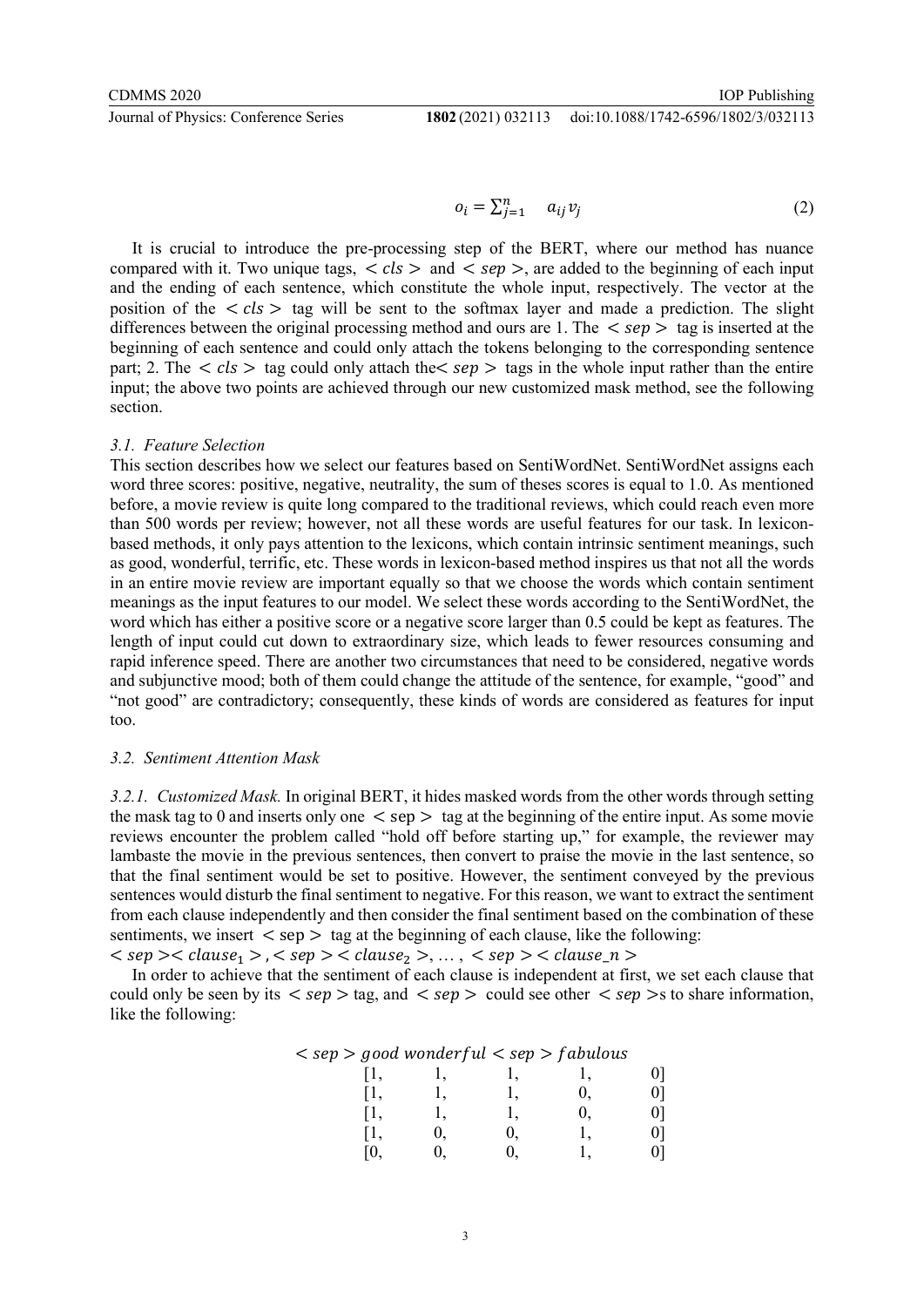$$o_i = \sum_{j=1}^{n} \quad a_{ij} v_j \tag{2}$$

It is crucial to introduce the pre-processing step of the BERT, where our method has nuance compared with it. Two unique tags, $< cls >$ and $< sep >$, are added to the beginning of each input and the ending of each sentence, which constitute the whole input, respectively. The vector at the position of the $< cls >$ tag will be sent to the softmax layer and made a prediction. The slight differences between the original processing method and ours are 1. The $< sep >$ tag is inserted at the beginning of each sentence and could only attach the tokens belonging to the corresponding sentence part; 2. The $< cls >$ tag could only attach the$< sep >$ tags in the whole input rather than the entire input; the above two points are achieved through our new customized mask method, see the following section.

### 3.1. Feature Selection

This section describes how we select our features based on SentiWordNet. SentiWordNet assigns each word three scores: positive, negative, neutrality, the sum of theses scores is equal to 1.0. As mentioned before, a movie review is quite long compared to the traditional reviews, which could reach even more than 500 words per review; however, not all these words are useful features for our task. In lexicon-based methods, it only pays attention to the lexicons, which contain intrinsic sentiment meanings, such as good, wonderful, terrific, etc. These words in lexicon-based method inspires us that not all the words in an entire movie review are important equally so that we choose the words which contain sentiment meanings as the input features to our model. We select these words according to the SentiWordNet, the word which has either a positive score or a negative score larger than 0.5 could be kept as features. The length of input could cut down to extraordinary size, which leads to fewer resources consuming and rapid inference speed. There are another two circumstances that need to be considered, negative words and subjunctive mood; both of them could change the attitude of the sentence, for example, "good" and "not good" are contradictory; consequently, these kinds of words are considered as features for input too.

### 3.2. Sentiment Attention Mask

#### 3.2.1. Customized Mask.

In original BERT, it hides masked words from the other words through setting the mask tag to 0 and inserts only one $<$ sep $>$ tag at the beginning of the entire input. As some movie reviews encounter the problem called "hold off before starting up," for example, the reviewer may lambaste the movie in the previous sentences, then convert to praise the movie in the last sentence, so that the final sentiment would be set to positive. However, the sentiment conveyed by the previous sentences would disturb the final sentiment to negative. For this reason, we want to extract the sentiment from each clause independently and then consider the final sentiment based on the combination of these sentiments, we insert $<$ sep $>$ tag at the beginning of each clause, like the following:

$< sep >< clause_1 >, < sep >< clause_2 >, \ldots, < sep >< clause\_n >$

In order to achieve that the sentiment of each clause is independent at first, we set each clause that could only be seen by its $< sep >$ tag, and $< sep >$ could see other $< sep >$s to share information, like the following:

$$< sep > good\ wonderful < sep > fabulous$$

$$\begin{matrix} [1, & 1, & 1, & 1, & 0] \\ [1, & 1, & 1, & 0, & 0] \\ [1, & 1, & 1, & 0, & 0] \\ [1, & 0, & 0, & 1, & 0] \\ [0, & 0, & 0, & 1, & 0] \end{matrix}$$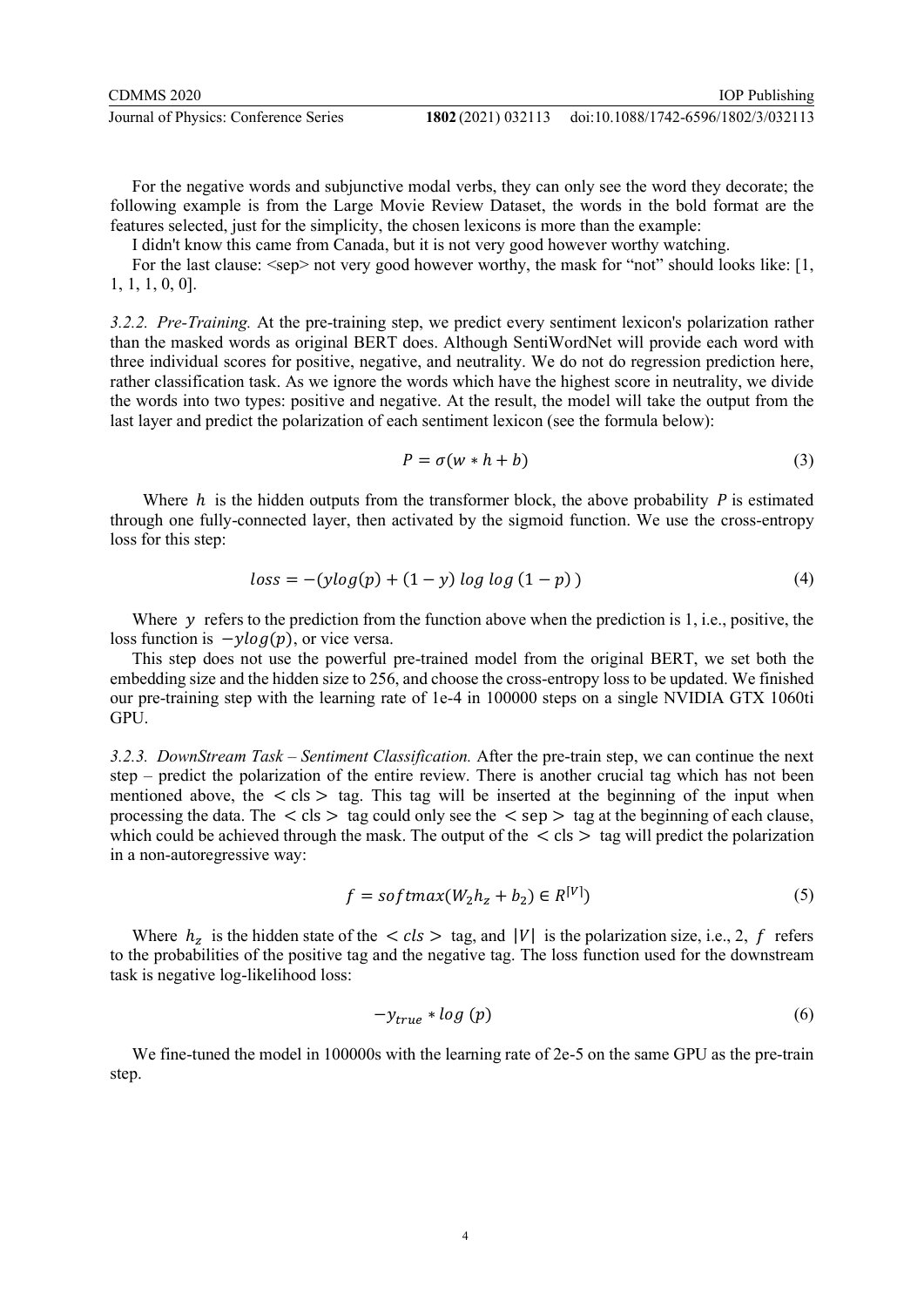For the negative words and subjunctive modal verbs, they can only see the word they decorate; the following example is from the Large Movie Review Dataset, the words in the bold format are the features selected, just for the simplicity, the chosen lexicons is more than the example:

I didn't know this came from Canada, but it is not very good however worthy watching.

For the last clause: <sep> not very good however worthy, the mask for "not" should looks like: [1, 1, 1, 1, 0, 0].

*3.2.2. Pre-Training.* At the pre-training step, we predict every sentiment lexicon's polarization rather than the masked words as original BERT does. Although SentiWordNet will provide each word with three individual scores for positive, negative, and neutrality. We do not do regression prediction here, rather classification task. As we ignore the words which have the highest score in neutrality, we divide the words into two types: positive and negative. At the result, the model will take the output from the last layer and predict the polarization of each sentiment lexicon (see the formula below):

$$P = \sigma(w * h + b) \tag{3}$$

Where $h$ is the hidden outputs from the transformer block, the above probability $P$ is estimated through one fully-connected layer, then activated by the sigmoid function. We use the cross-entropy loss for this step:

$$loss = -(ylog(p) + (1 - y)\ log\ log\ (1 - p)\ ) \tag{4}$$

Where $y$ refers to the prediction from the function above when the prediction is 1, i.e., positive, the loss function is $-ylog(p)$, or vice versa.

This step does not use the powerful pre-trained model from the original BERT, we set both the embedding size and the hidden size to 256, and choose the cross-entropy loss to be updated. We finished our pre-training step with the learning rate of 1e-4 in 100000 steps on a single NVIDIA GTX 1060ti GPU.

*3.2.3. DownStream Task – Sentiment Classification.* After the pre-train step, we can continue the next step – predict the polarization of the entire review. There is another crucial tag which has not been mentioned above, the < cls > tag. This tag will be inserted at the beginning of the input when processing the data. The < cls > tag could only see the < sep > tag at the beginning of each clause, which could be achieved through the mask. The output of the < cls > tag will predict the polarization in a non-autoregressive way:

$$f = softmax(W_2 h_z + b_2) \in R^{|V|}) \tag{5}$$

Where $h_z$ is the hidden state of the $< cls >$ tag, and $|V|$ is the polarization size, i.e., 2, $f$ refers to the probabilities of the positive tag and the negative tag. The loss function used for the downstream task is negative log-likelihood loss:

$$-y_{true} * log\ (p) \tag{6}$$

We fine-tuned the model in 100000s with the learning rate of 2e-5 on the same GPU as the pre-train step.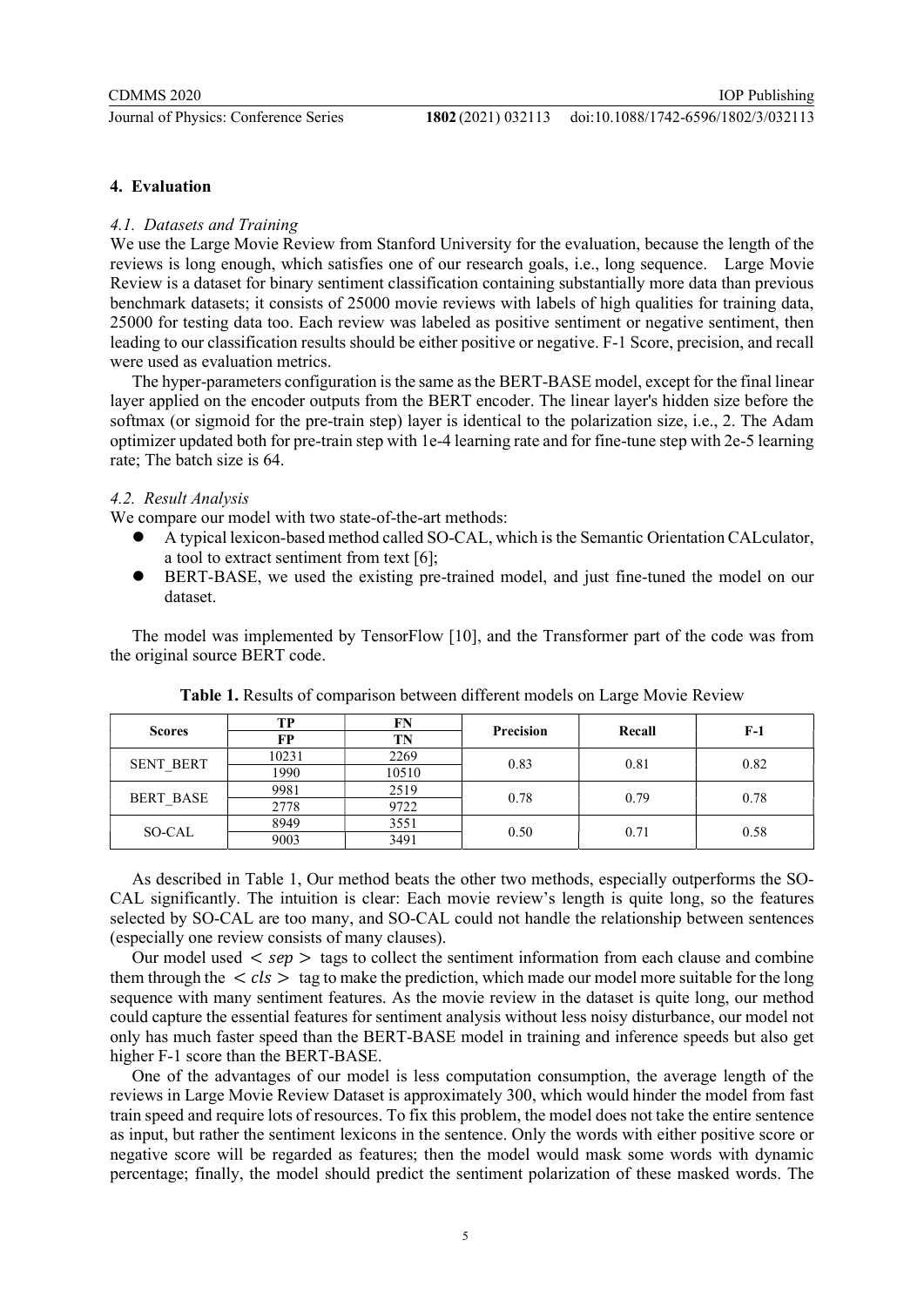## 4. Evaluation

### *4.1. Datasets and Training*

We use the Large Movie Review from Stanford University for the evaluation, because the length of the reviews is long enough, which satisfies one of our research goals, i.e., long sequence. Large Movie Review is a dataset for binary sentiment classification containing substantially more data than previous benchmark datasets; it consists of 25000 movie reviews with labels of high qualities for training data, 25000 for testing data too. Each review was labeled as positive sentiment or negative sentiment, then leading to our classification results should be either positive or negative. F-1 Score, precision, and recall were used as evaluation metrics.

The hyper-parameters configuration is the same as the BERT-BASE model, except for the final linear layer applied on the encoder outputs from the BERT encoder. The linear layer's hidden size before the softmax (or sigmoid for the pre-train step) layer is identical to the polarization size, i.e., 2. The Adam optimizer updated both for pre-train step with 1e-4 learning rate and for fine-tune step with 2e-5 learning rate; The batch size is 64.

### *4.2. Result Analysis*

We compare our model with two state-of-the-art methods:

- A typical lexicon-based method called SO-CAL, which is the Semantic Orientation CALculator, a tool to extract sentiment from text [6];
- BERT-BASE, we used the existing pre-trained model, and just fine-tuned the model on our dataset.

The model was implemented by TensorFlow [10], and the Transformer part of the code was from the original source BERT code.

**Table 1.** Results of comparison between different models on Large Movie Review

| Scores | TP / FP | FN / TN | Precision | Recall | F-1 |
|---|---|---|---|---|---|
| SENT_BERT | 10231 | 2269 | 0.83 | 0.81 | 0.82 |
| | 1990 | 10510 | | | |
| BERT_BASE | 9981 | 2519 | 0.78 | 0.79 | 0.78 |
| | 2778 | 9722 | | | |
| SO-CAL | 8949 | 3551 | 0.50 | 0.71 | 0.58 |
| | 9003 | 3491 | | | |

As described in Table 1, Our method beats the other two methods, especially outperforms the SO-CAL significantly. The intuition is clear: Each movie review's length is quite long, so the features selected by SO-CAL are too many, and SO-CAL could not handle the relationship between sentences (especially one review consists of many clauses).

Our model used $< sep >$ tags to collect the sentiment information from each clause and combine them through the $< cls >$ tag to make the prediction, which made our model more suitable for the long sequence with many sentiment features. As the movie review in the dataset is quite long, our method could capture the essential features for sentiment analysis without less noisy disturbance, our model not only has much faster speed than the BERT-BASE model in training and inference speeds but also get higher F-1 score than the BERT-BASE.

One of the advantages of our model is less computation consumption, the average length of the reviews in Large Movie Review Dataset is approximately 300, which would hinder the model from fast train speed and require lots of resources. To fix this problem, the model does not take the entire sentence as input, but rather the sentiment lexicons in the sentence. Only the words with either positive score or negative score will be regarded as features; then the model would mask some words with dynamic percentage; finally, the model should predict the sentiment polarization of these masked words. The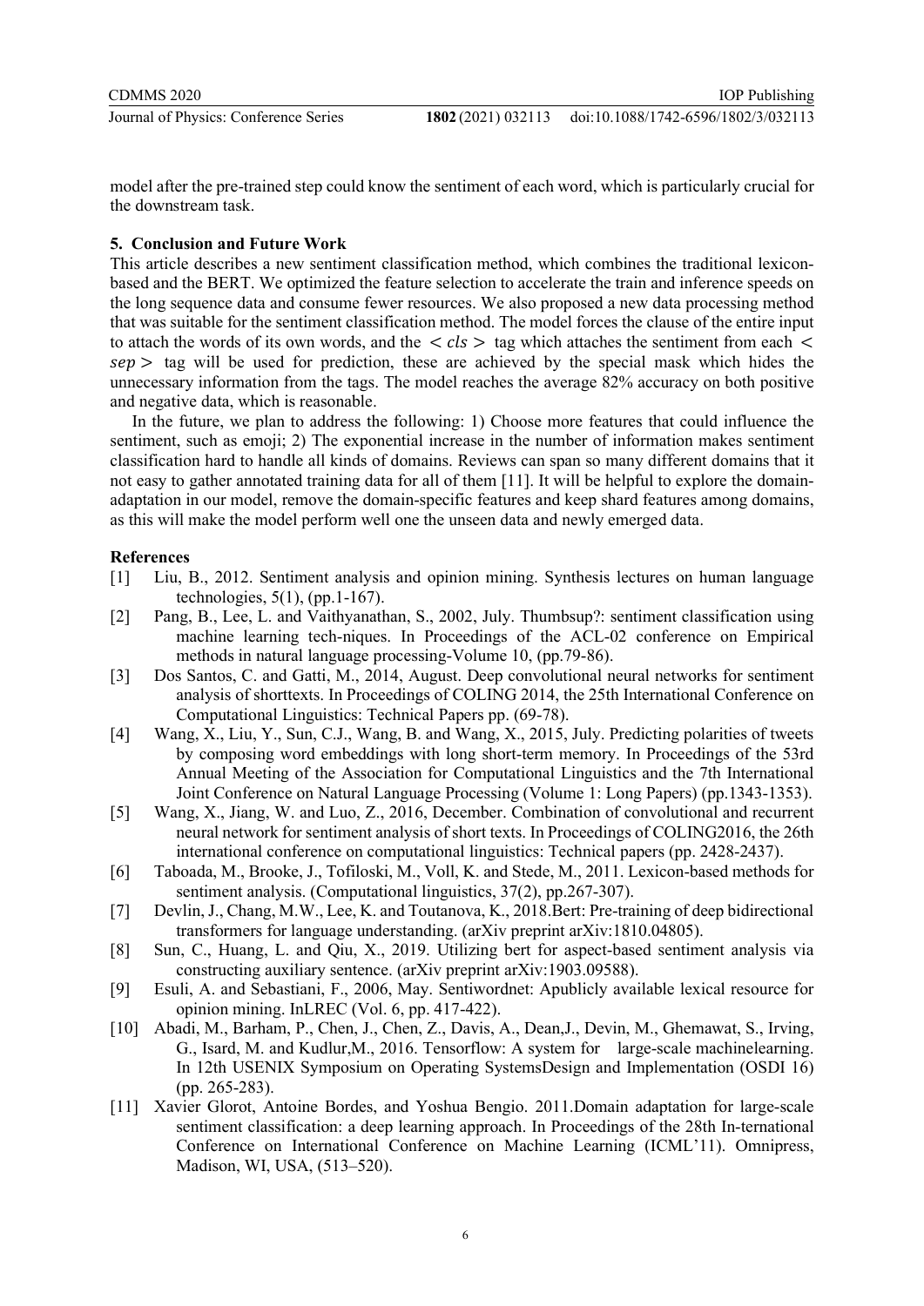model after the pre-trained step could know the sentiment of each word, which is particularly crucial for the downstream task.

## 5. Conclusion and Future Work

This article describes a new sentiment classification method, which combines the traditional lexicon-based and the BERT. We optimized the feature selection to accelerate the train and inference speeds on the long sequence data and consume fewer resources. We also proposed a new data processing method that was suitable for the sentiment classification method. The model forces the clause of the entire input to attach the words of its own words, and the $< cls >$ tag which attaches the sentiment from each $< sep >$ tag will be used for prediction, these are achieved by the special mask which hides the unnecessary information from the tags. The model reaches the average 82% accuracy on both positive and negative data, which is reasonable.

In the future, we plan to address the following: 1) Choose more features that could influence the sentiment, such as emoji; 2) The exponential increase in the number of information makes sentiment classification hard to handle all kinds of domains. Reviews can span so many different domains that it not easy to gather annotated training data for all of them [11]. It will be helpful to explore the domain-adaptation in our model, remove the domain-specific features and keep shard features among domains, as this will make the model perform well one the unseen data and newly emerged data.

## References

[1] Liu, B., 2012. Sentiment analysis and opinion mining. Synthesis lectures on human language technologies, 5(1), (pp.1-167).

[2] Pang, B., Lee, L. and Vaithyanathan, S., 2002, July. Thumbsup?: sentiment classification using machine learning tech-niques. In Proceedings of the ACL-02 conference on Empirical methods in natural language processing-Volume 10, (pp.79-86).

[3] Dos Santos, C. and Gatti, M., 2014, August. Deep convolutional neural networks for sentiment analysis of shorttexts. In Proceedings of COLING 2014, the 25th International Conference on Computational Linguistics: Technical Papers pp. (69-78).

[4] Wang, X., Liu, Y., Sun, C.J., Wang, B. and Wang, X., 2015, July. Predicting polarities of tweets by composing word embeddings with long short-term memory. In Proceedings of the 53rd Annual Meeting of the Association for Computational Linguistics and the 7th International Joint Conference on Natural Language Processing (Volume 1: Long Papers) (pp.1343-1353).

[5] Wang, X., Jiang, W. and Luo, Z., 2016, December. Combination of convolutional and recurrent neural network for sentiment analysis of short texts. In Proceedings of COLING2016, the 26th international conference on computational linguistics: Technical papers (pp. 2428-2437).

[6] Taboada, M., Brooke, J., Tofiloski, M., Voll, K. and Stede, M., 2011. Lexicon-based methods for sentiment analysis. (Computational linguistics, 37(2), pp.267-307).

[7] Devlin, J., Chang, M.W., Lee, K. and Toutanova, K., 2018.Bert: Pre-training of deep bidirectional transformers for language understanding. (arXiv preprint arXiv:1810.04805).

[8] Sun, C., Huang, L. and Qiu, X., 2019. Utilizing bert for aspect-based sentiment analysis via constructing auxiliary sentence. (arXiv preprint arXiv:1903.09588).

[9] Esuli, A. and Sebastiani, F., 2006, May. Sentiwordnet: Apublicly available lexical resource for opinion mining. InLREC (Vol. 6, pp. 417-422).

[10] Abadi, M., Barham, P., Chen, J., Chen, Z., Davis, A., Dean,J., Devin, M., Ghemawat, S., Irving, G., Isard, M. and Kudlur,M., 2016. Tensorflow: A system for large-scale machinelearning. In 12th USENIX Symposium on Operating SystemsDesign and Implementation (OSDI 16) (pp. 265-283).

[11] Xavier Glorot, Antoine Bordes, and Yoshua Bengio. 2011.Domain adaptation for large-scale sentiment classification: a deep learning approach. In Proceedings of the 28th In-ternational Conference on International Conference on Machine Learning (ICML'11). Omnipress, Madison, WI, USA, (513–520).